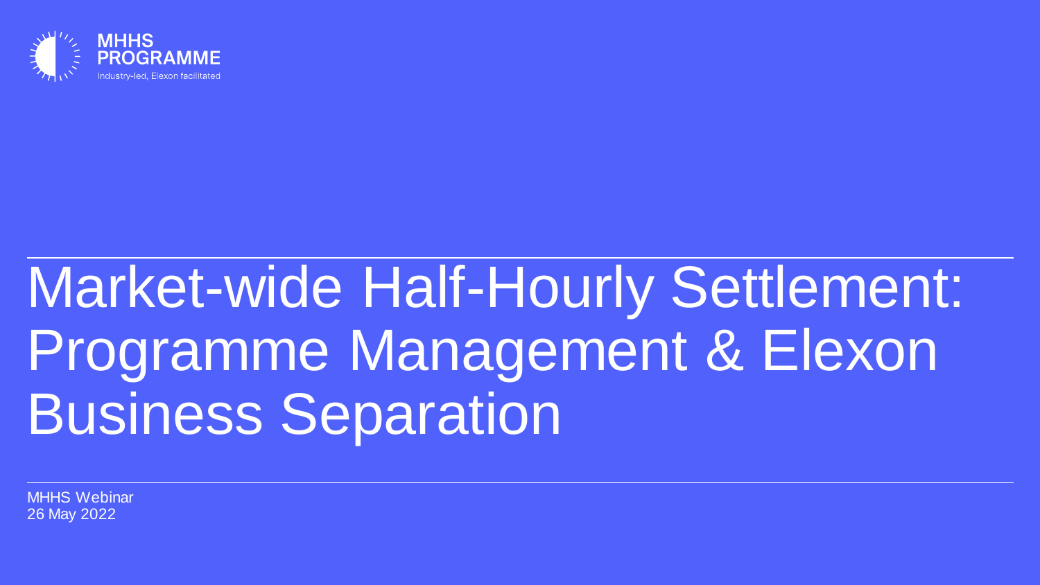MHHS PROGRAMME

Industry-led, Elexon facilitated

# Market-wide Half-Hourly Settlement: Programme Management & Elexon Business Separation

MHHS Webinar
26 May 2022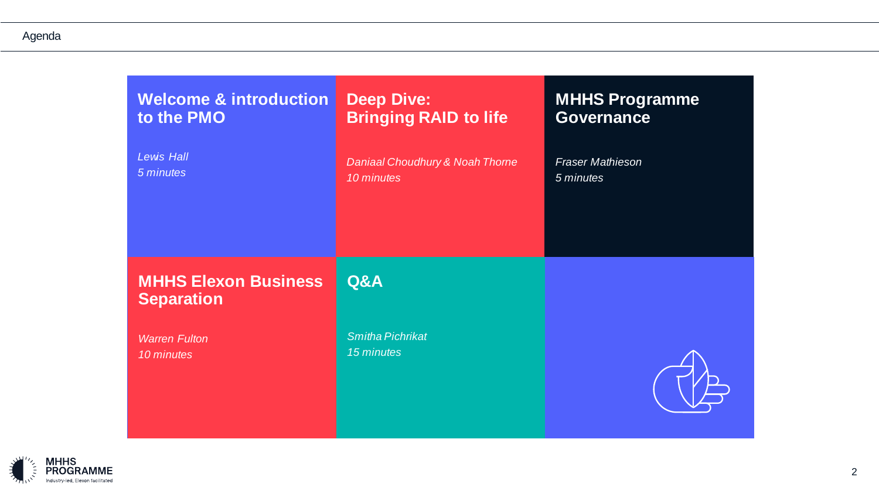# Agenda

## Welcome & introduction to the PMO

*Lewis Hall*
*5 minutes*

## Deep Dive: Bringing RAID to life

*Daniaal Choudhury & Noah Thorne*
*10 minutes*

## MHHS Programme Governance

*Fraser Mathieson*
*5 minutes*

## MHHS Elexon Business Separation

*Warren Fulton*
*10 minutes*

## Q&A

*Smitha Pichrikat*
*15 minutes*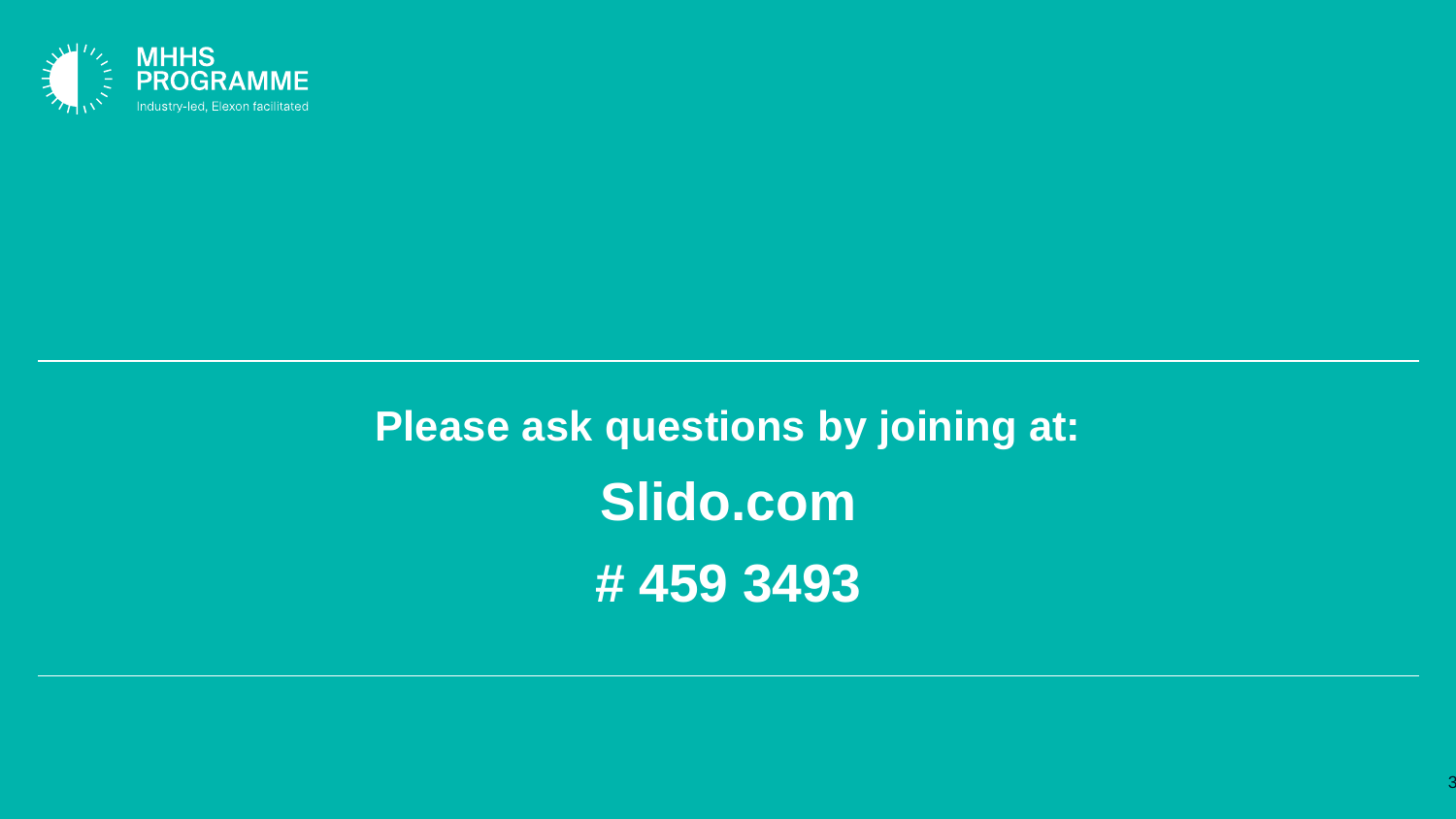**Please ask questions by joining at:**

**Slido.com**

**# 459 3493**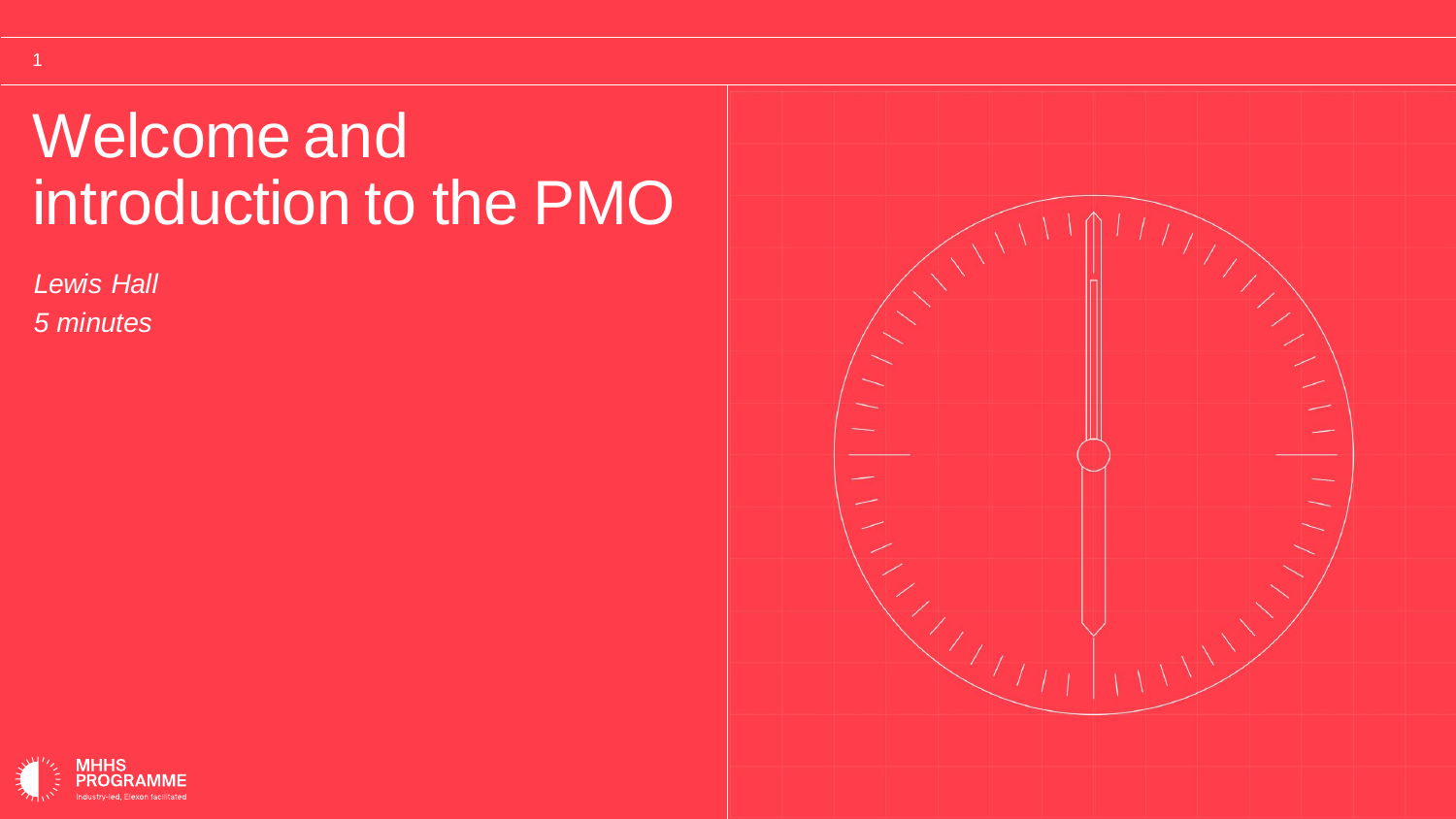# Welcome and introduction to the PMO

*Lewis Hall*
*5 minutes*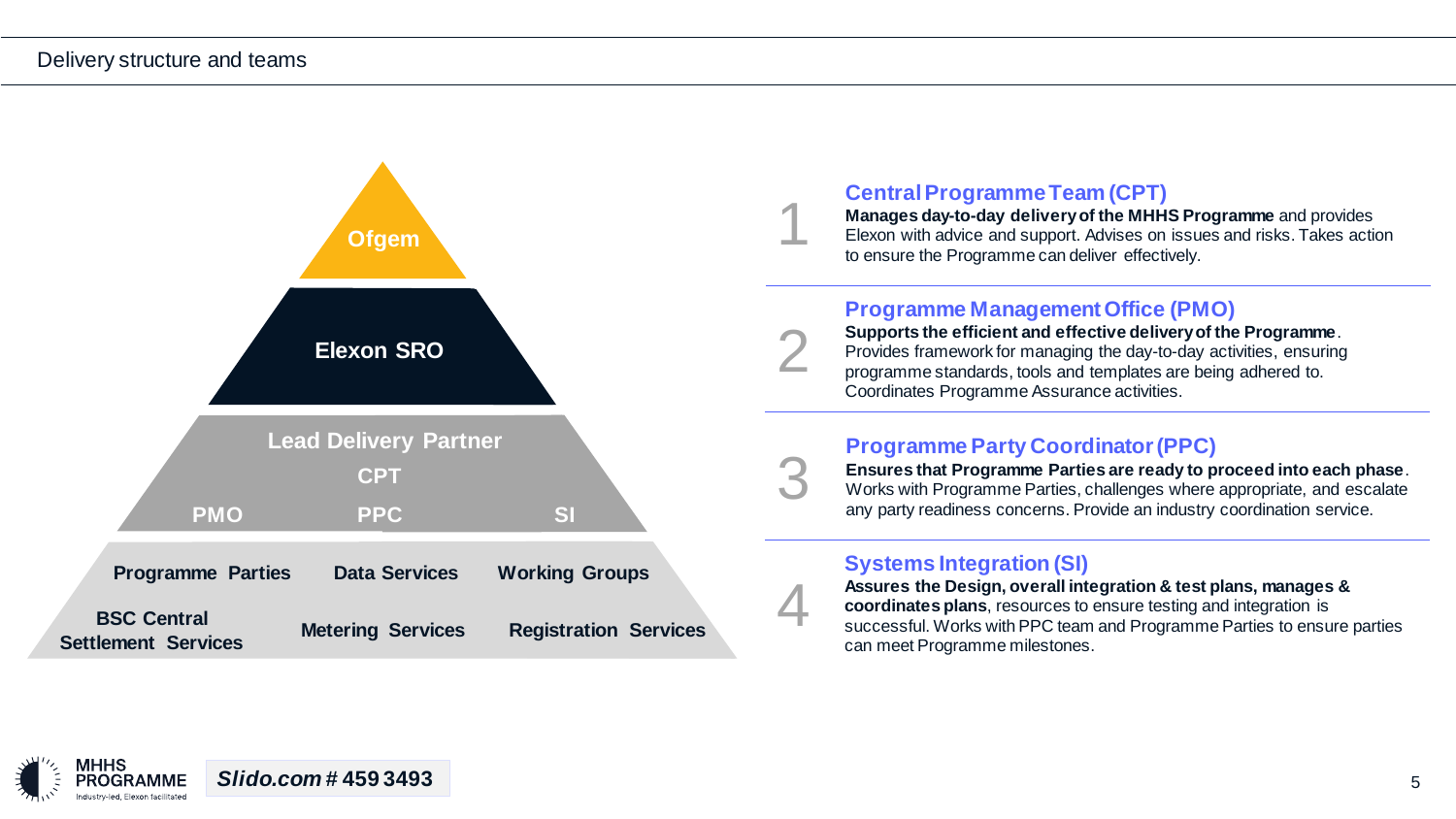# Delivery structure and teams

**Ofgem**

**Elexon SRO**

**Lead Delivery Partner**
- CPT
- PMO
- PPC
- SI

**Programme Parties** | **Data Services** | **Working Groups**

**BSC Central Settlement Services** | **Metering Services** | **Registration Services**

## 1 Central Programme Team (CPT)

**Manages day-to-day delivery of the MHHS Programme** and provides Elexon with advice and support. Advises on issues and risks. Takes action to ensure the Programme can deliver effectively.

## 2 Programme Management Office (PMO)

**Supports the efficient and effective delivery of the Programme**. Provides framework for managing the day-to-day activities, ensuring programme standards, tools and templates are being adhered to. Coordinates Programme Assurance activities.

## 3 Programme Party Coordinator (PPC)

**Ensures that Programme Parties are ready to proceed into each phase**. Works with Programme Parties, challenges where appropriate, and escalate any party readiness concerns. Provide an industry coordination service.

## 4 Systems Integration (SI)

**Assures the Design, overall integration & test plans, manages & coordinates plans**, resources to ensure testing and integration is successful. Works with PPC team and Programme Parties to ensure parties can meet Programme milestones.

MHHS PROGRAMME
Industry-led, Elexon facilitated

*Slido.com* **# 459 3493**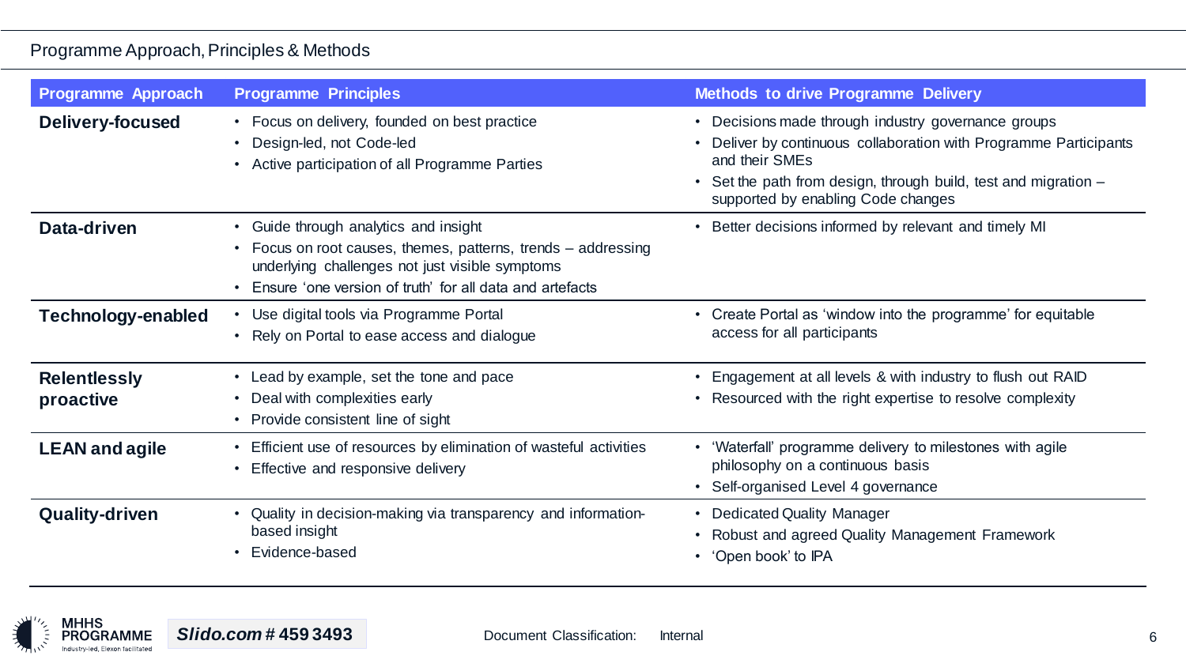# Programme Approach, Principles & Methods

| Programme Approach | Programme Principles | Methods to drive Programme Delivery |
|---|---|---|
| **Delivery-focused** | • Focus on delivery, founded on best practice<br>• Design-led, not Code-led<br>• Active participation of all Programme Parties | • Decisions made through industry governance groups<br>• Deliver by continuous collaboration with Programme Participants and their SMEs<br>• Set the path from design, through build, test and migration – supported by enabling Code changes |
| **Data-driven** | • Guide through analytics and insight<br>• Focus on root causes, themes, patterns, trends – addressing underlying challenges not just visible symptoms<br>• Ensure 'one version of truth' for all data and artefacts | • Better decisions informed by relevant and timely MI |
| **Technology-enabled** | • Use digital tools via Programme Portal<br>• Rely on Portal to ease access and dialogue | • Create Portal as 'window into the programme' for equitable access for all participants |
| **Relentlessly proactive** | • Lead by example, set the tone and pace<br>• Deal with complexities early<br>• Provide consistent line of sight | • Engagement at all levels & with industry to flush out RAID<br>• Resourced with the right expertise to resolve complexity |
| **LEAN and agile** | • Efficient use of resources by elimination of wasteful activities<br>• Effective and responsive delivery | • 'Waterfall' programme delivery to milestones with agile philosophy on a continuous basis<br>• Self-organised Level 4 governance |
| **Quality-driven** | • Quality in decision-making via transparency and information-based insight<br>• Evidence-based | • Dedicated Quality Manager<br>• Robust and agreed Quality Management Framework<br>• 'Open book' to IPA |

MHHS PROGRAMME
Industry-led, Elexon facilitated

*Slido.com* # 459 3493

Document Classification: Internal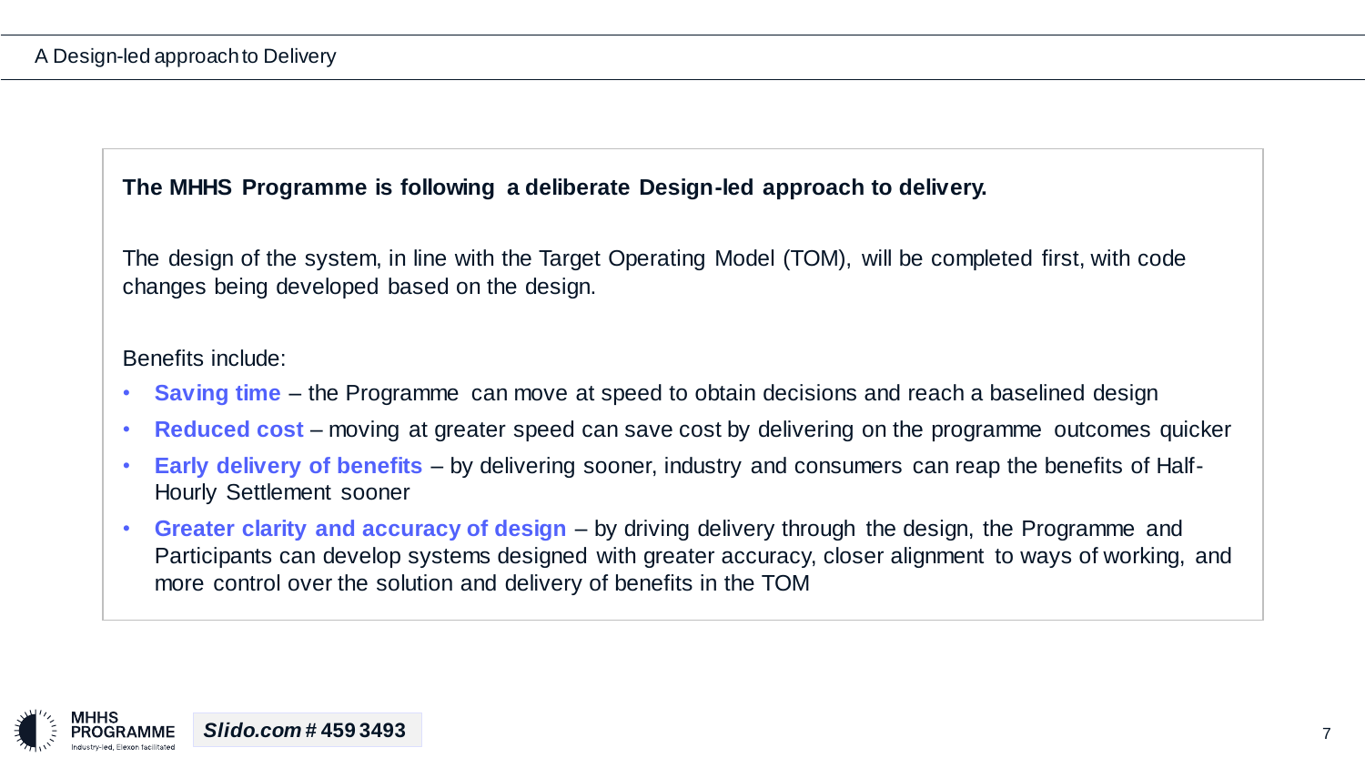# A Design-led approach to Delivery

**The MHHS Programme is following a deliberate Design-led approach to delivery.**

The design of the system, in line with the Target Operating Model (TOM), will be completed first, with code changes being developed based on the design.

Benefits include:

- **Saving time** – the Programme can move at speed to obtain decisions and reach a baselined design
- **Reduced cost** – moving at greater speed can save cost by delivering on the programme outcomes quicker
- **Early delivery of benefits** – by delivering sooner, industry and consumers can reap the benefits of Half-Hourly Settlement sooner
- **Greater clarity and accuracy of design** – by driving delivery through the design, the Programme and Participants can develop systems designed with greater accuracy, closer alignment to ways of working, and more control over the solution and delivery of benefits in the TOM

***Slido.com*** **# 459 3493**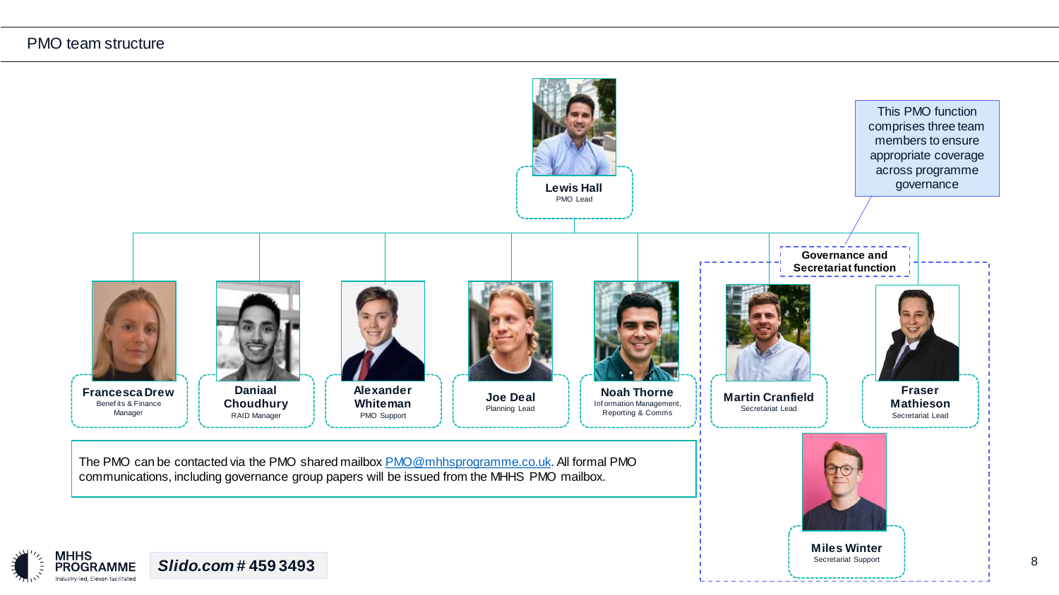# PMO team structure

**Lewis Hall**
PMO Lead

This PMO function comprises three team members to ensure appropriate coverage across programme governance

**Francesca Drew**
Benefits & Finance Manager

**Daniaal Choudhury**
RAID Manager

**Alexander Whiteman**
PMO Support

**Joe Deal**
Planning Lead

**Noah Thorne**
Information Management, Reporting & Comms

**Governance and Secretariat function**

**Martin Cranfield**
Secretariat Lead

**Fraser Mathieson**
Secretariat Lead

**Miles Winter**
Secretariat Support

The PMO can be contacted via the PMO shared mailbox [PMO@mhhsprogramme.co.uk](mailto:PMO@mhhsprogramme.co.uk). All formal PMO communications, including governance group papers will be issued from the MHHS PMO mailbox.

MHHS PROGRAMME
Industry-led, Elexon facilitated

***Slido.com* # 459 3493**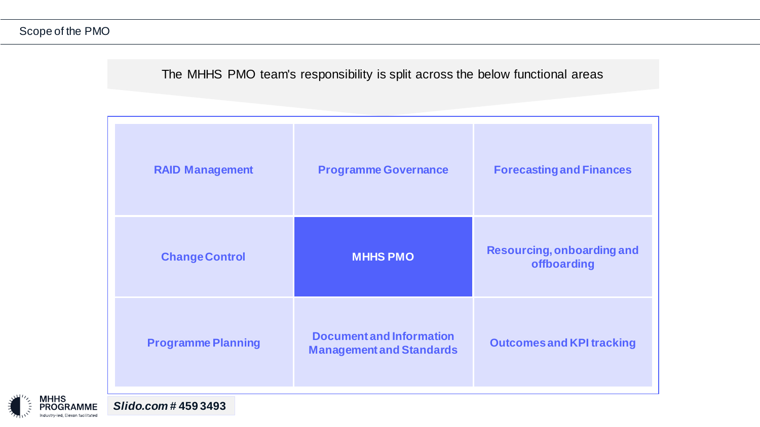## Scope of the PMO

The MHHS PMO team's responsibility is split across the below functional areas

| | | |
|---|---|---|
| RAID Management | Programme Governance | Forecasting and Finances |
| Change Control | **MHHS PMO** | Resourcing, onboarding and offboarding |
| Programme Planning | Document and Information Management and Standards | Outcomes and KPI tracking |

***Slido.com*** **# 459 3493**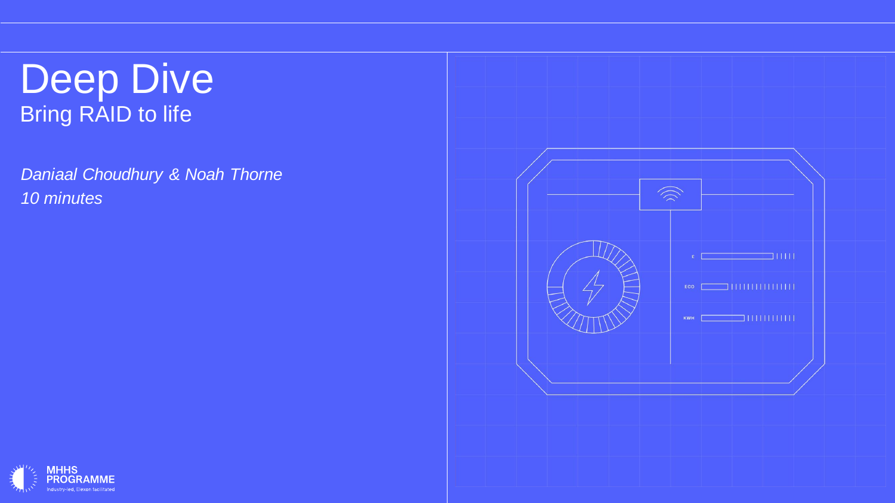# Deep Dive

## Bring RAID to life

*Daniaal Choudhury & Noah Thorne*
*10 minutes*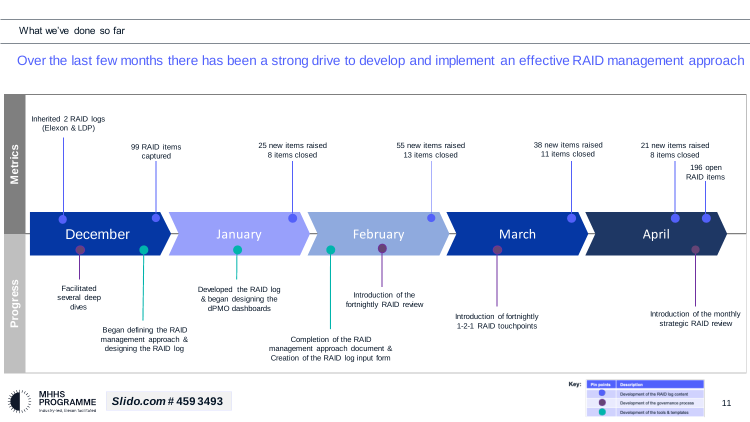What we've done so far

## Over the last few months there has been a strong drive to develop and implement an effective RAID management approach

### Metrics

- **December**
  - Inherited 2 RAID logs (Elexon & LDP)
  - 99 RAID items captured
- **January**
  - 25 new items raised, 8 items closed
- **February**
  - 55 new items raised, 13 items closed
- **March**
  - 38 new items raised, 11 items closed
- **April**
  - 21 new items raised, 8 items closed
  - 196 open RAID items

### Progress

- **December**
  - Facilitated several deep dives
  - Began defining the RAID management approach & designing the RAID log
- **January**
  - Developed the RAID log & began designing the dPMO dashboards
- **February**
  - Completion of the RAID management approach document & Creation of the RAID log input form
  - Introduction of the fortnightly RAID review
- **March**
  - Introduction of fortnightly 1-2-1 RAID touchpoints
- **April**
  - Introduction of the monthly strategic RAID review

**Key:**

| Pin points | Description |
| --- | --- |
| Blue | Development of the RAID log content |
| Purple | Development of the governance process |
| Teal | Development of the tools & templates |

MHHS PROGRAMME
Industry-led, Elexon facilitated

***Slido.com* # 459 3493**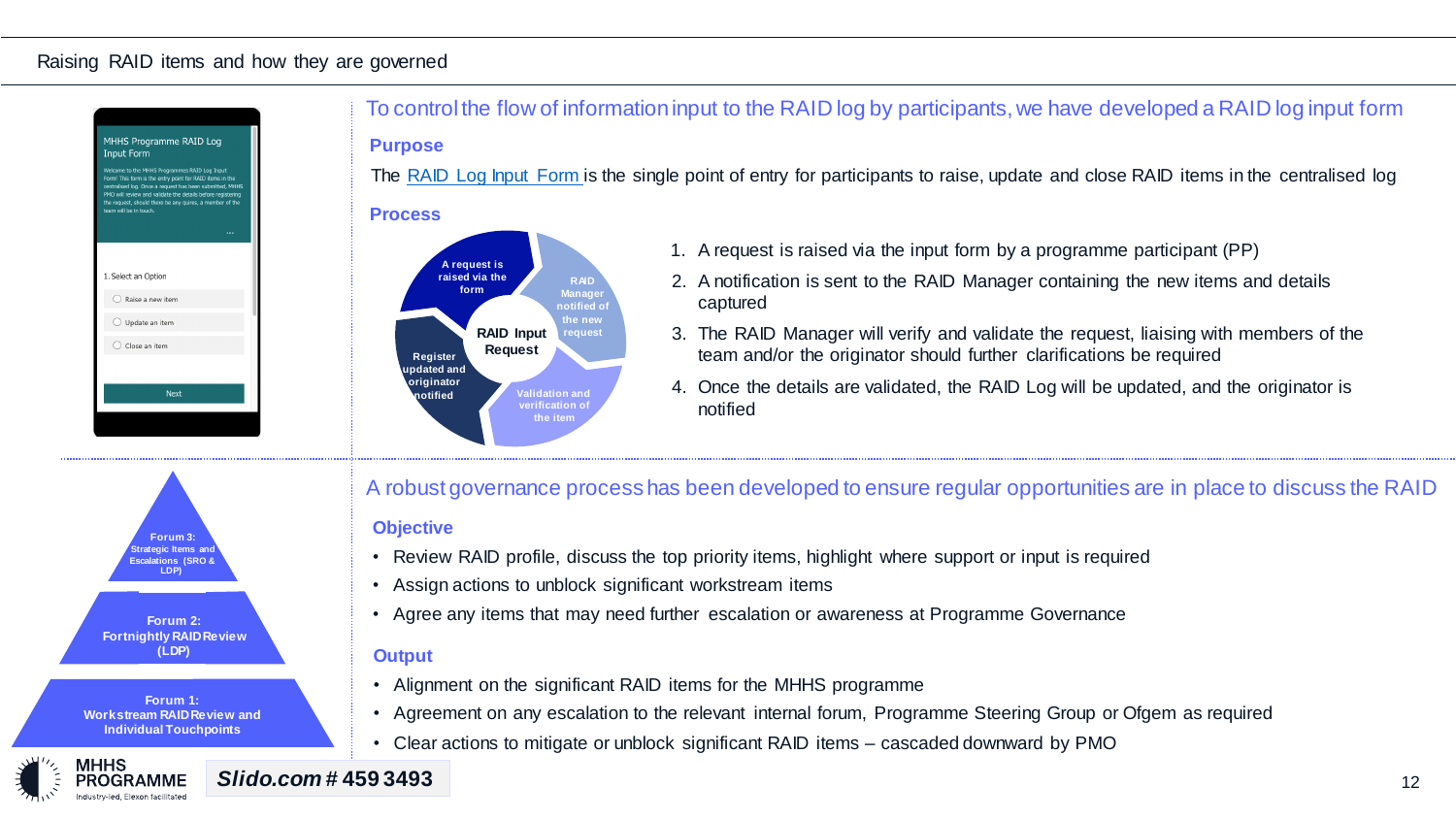# Raising RAID items and how they are governed

MHHS Programme RAID Log Input Form

Welcome to the MHHS Programmes RAID Log Input Form! This form is the entry point for RAID items in the centralised log. Once a request has been submitted, MHHS PMO will review and validate the details before registering the request, should there be any queries, a member of the team will be in touch.

1. Select an Option

- Raise a new item
- Update an item
- Close an item

Next

## To control the flow of information input to the RAID log by participants, we have developed a RAID log input form

### Purpose

The RAID Log Input Form is the single point of entry for participants to raise, update and close RAID items in the centralised log

### Process

RAID Input Request:

- A request is raised via the form
- RAID Manager notified of the new request
- Validation and verification of the item
- Register updated and originator notified

1. A request is raised via the input form by a programme participant (PP)
2. A notification is sent to the RAID Manager containing the new items and details captured
3. The RAID Manager will verify and validate the request, liaising with members of the team and/or the originator should further clarifications be required
4. Once the details are validated, the RAID Log will be updated, and the originator is notified

- Forum 3: Strategic Items and Escalations (SRO & LDP)
- Forum 2: Fortnightly RAID Review (LDP)
- Forum 1: Workstream RAID Review and Individual Touchpoints

## A robust governance process has been developed to ensure regular opportunities are in place to discuss the RAID

### Objective

- Review RAID profile, discuss the top priority items, highlight where support or input is required
- Assign actions to unblock significant workstream items
- Agree any items that may need further escalation or awareness at Programme Governance

### Output

- Alignment on the significant RAID items for the MHHS programme
- Agreement on any escalation to the relevant internal forum, Programme Steering Group or Ofgem as required
- Clear actions to mitigate or unblock significant RAID items – cascaded downward by PMO

*Slido.com* # 459 3493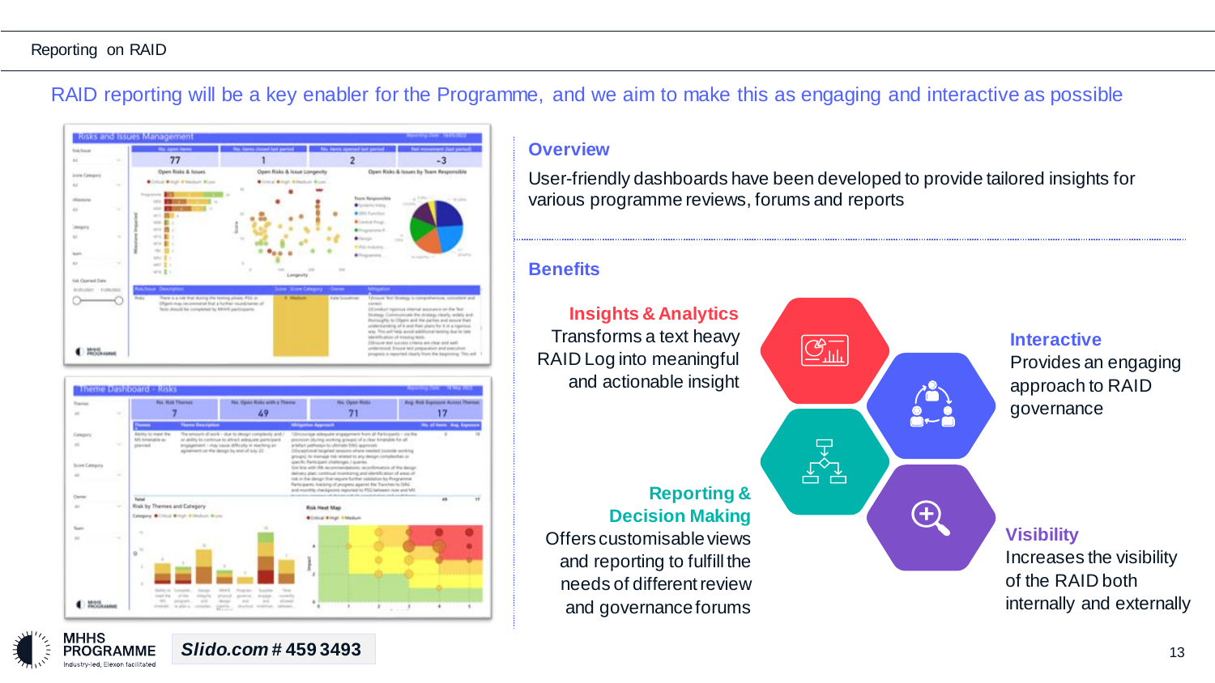# Reporting on RAID

## RAID reporting will be a key enabler for the Programme, and we aim to make this as engaging and interactive as possible

### Overview

User-friendly dashboards have been developed to provide tailored insights for various programme reviews, forums and reports

### Benefits

**Insights & Analytics**
Transforms a text heavy RAID Log into meaningful and actionable insight

**Interactive**
Provides an engaging approach to RAID governance

**Reporting & Decision Making**
Offers customisable views and reporting to fulfill the needs of different review and governance forums

**Visibility**
Increases the visibility of the RAID both internally and externally

MHHS PROGRAMME
Industry-led, Elexon facilitated

***Slido.com* # 459 3493**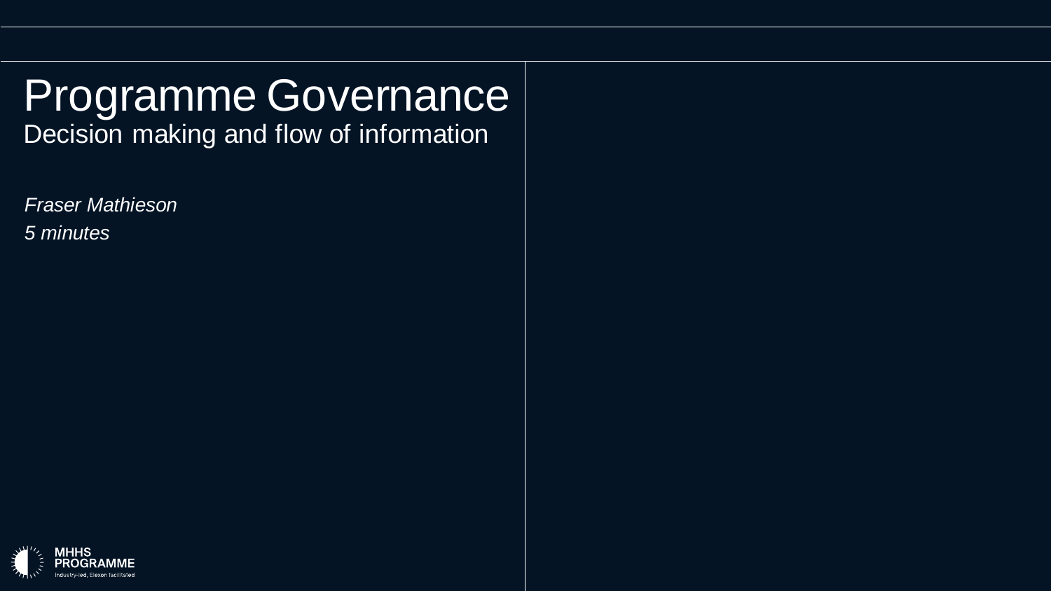# Programme Governance

## Decision making and flow of information

*Fraser Mathieson*

*5 minutes*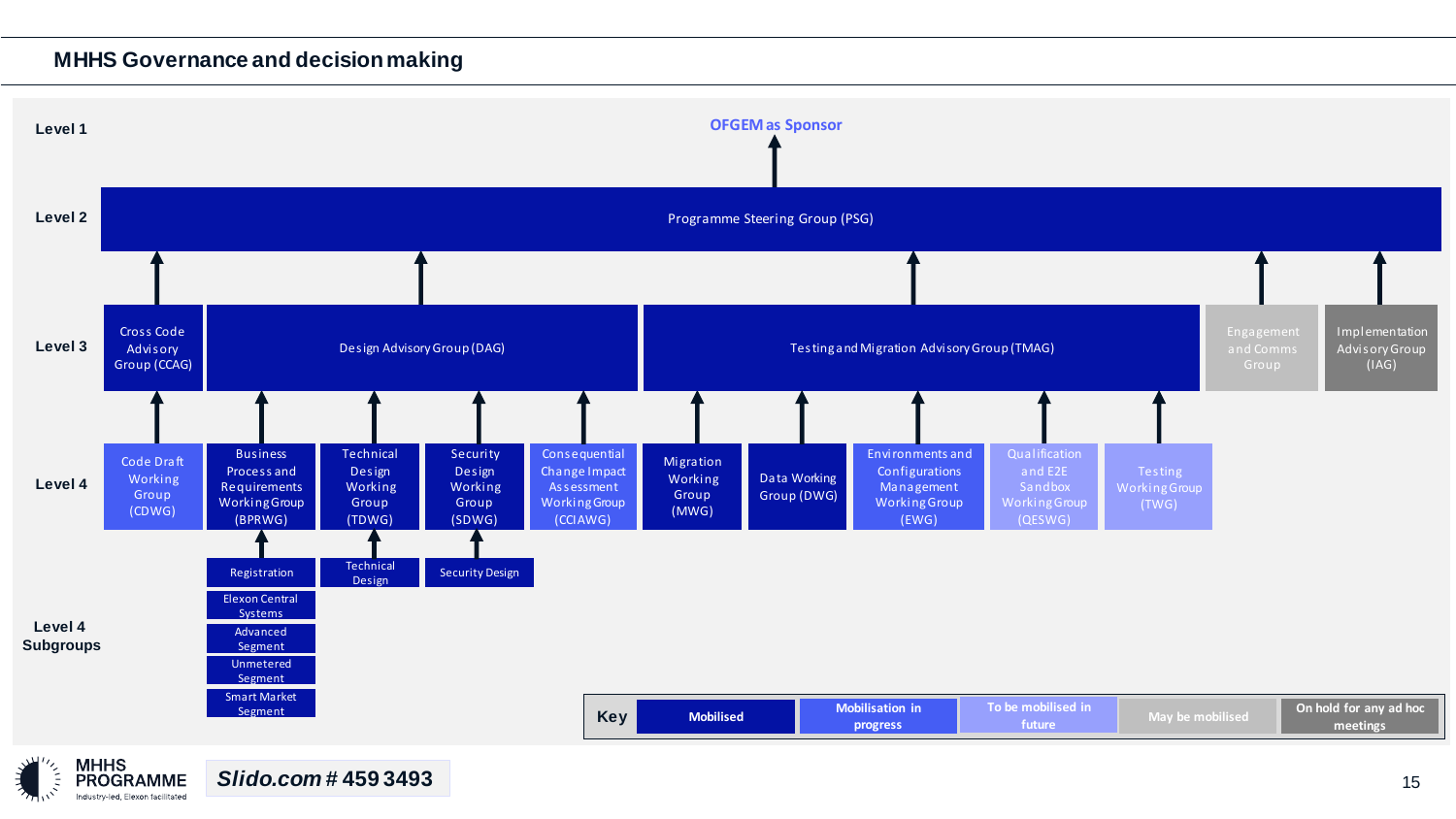## MHHS Governance and decision making

**Level 1**

OFGEM as Sponsor

**Level 2**

Programme Steering Group (PSG)

**Level 3**

- Cross Code Advisory Group (CCAG)
- Design Advisory Group (DAG)
- Testing and Migration Advisory Group (TMAG)
- Engagement and Comms Group
- Implementation Advisory Group (IAG)

**Level 4**

- Code Draft Working Group (CDWG)
- Business Process and Requirements Working Group (BPRWG)
- Technical Design Working Group (TDWG)
- Security Design Working Group (SDWG)
- Consequential Change Impact Assessment Working Group (CCIAWG)
- Migration Working Group (MWG)
- Data Working Group (DWG)
- Environments and Configurations Management Working Group (EWG)
- Qualification and E2E Sandbox Working Group (QESWG)
- Testing Working Group (TWG)

**Level 4 Subgroups**

- Registration
- Elexon Central Systems
- Advanced Segment
- Unmetered Segment
- Smart Market Segment
- Technical Design
- Security Design

| Key | | | | |
|---|---|---|---|---|
| Mobilised | Mobilisation in progress | To be mobilised in future | May be mobilised | On hold for any ad hoc meetings |

MHHS PROGRAMME
Industry-led, Elexon facilitated

***Slido.com # 459 3493***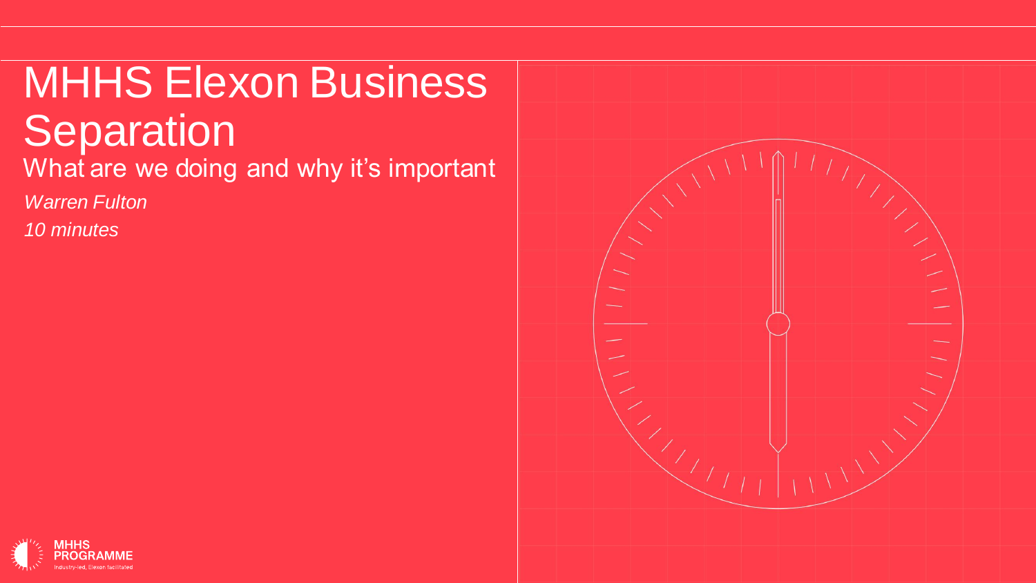# MHHS Elexon Business Separation

## What are we doing and why it's important

*Warren Fulton*

*10 minutes*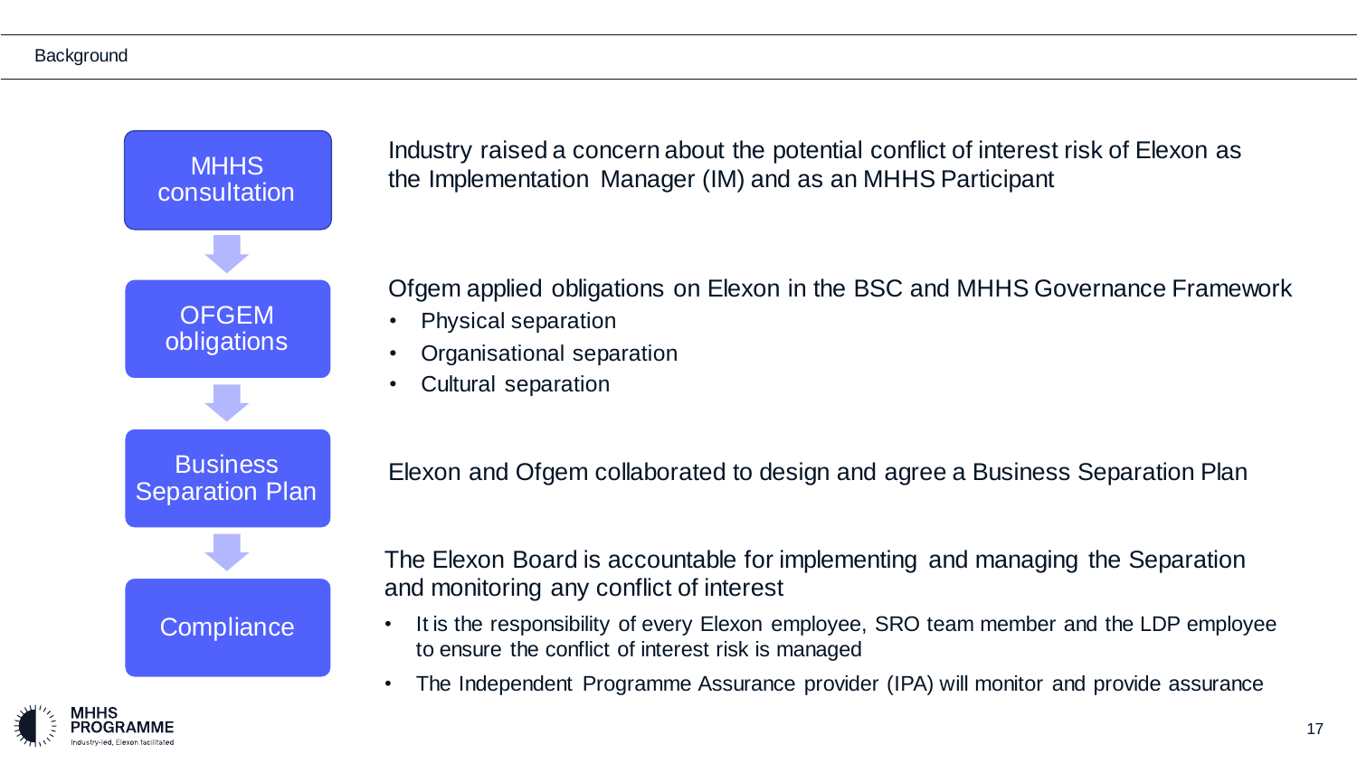## Background

**MHHS consultation**

Industry raised a concern about the potential conflict of interest risk of Elexon as the Implementation Manager (IM) and as an MHHS Participant

**OFGEM obligations**

Ofgem applied obligations on Elexon in the BSC and MHHS Governance Framework

- Physical separation
- Organisational separation
- Cultural separation

**Business Separation Plan**

Elexon and Ofgem collaborated to design and agree a Business Separation Plan

**Compliance**

The Elexon Board is accountable for implementing and managing the Separation and monitoring any conflict of interest

- It is the responsibility of every Elexon employee, SRO team member and the LDP employee to ensure the conflict of interest risk is managed
- The Independent Programme Assurance provider (IPA) will monitor and provide assurance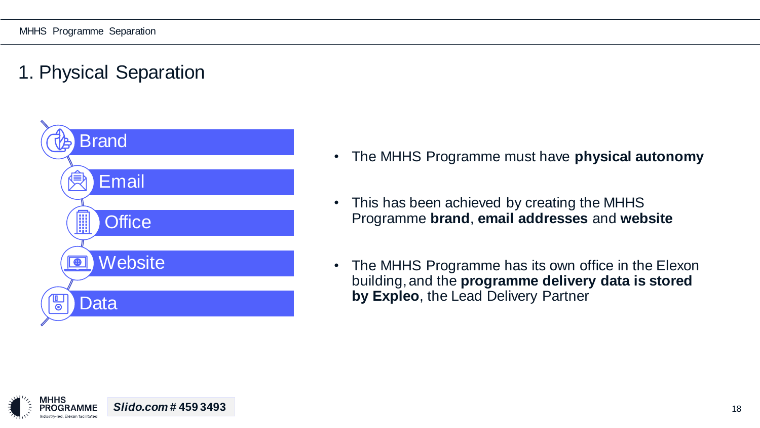# 1. Physical Separation

- Brand
- Email
- Office
- Website
- Data

- The MHHS Programme must have **physical autonomy**
- This has been achieved by creating the MHHS Programme **brand**, **email addresses** and **website**
- The MHHS Programme has its own office in the Elexon building, and the **programme delivery data is stored by Expleo**, the Lead Delivery Partner

***Slido.com* # 459 3493**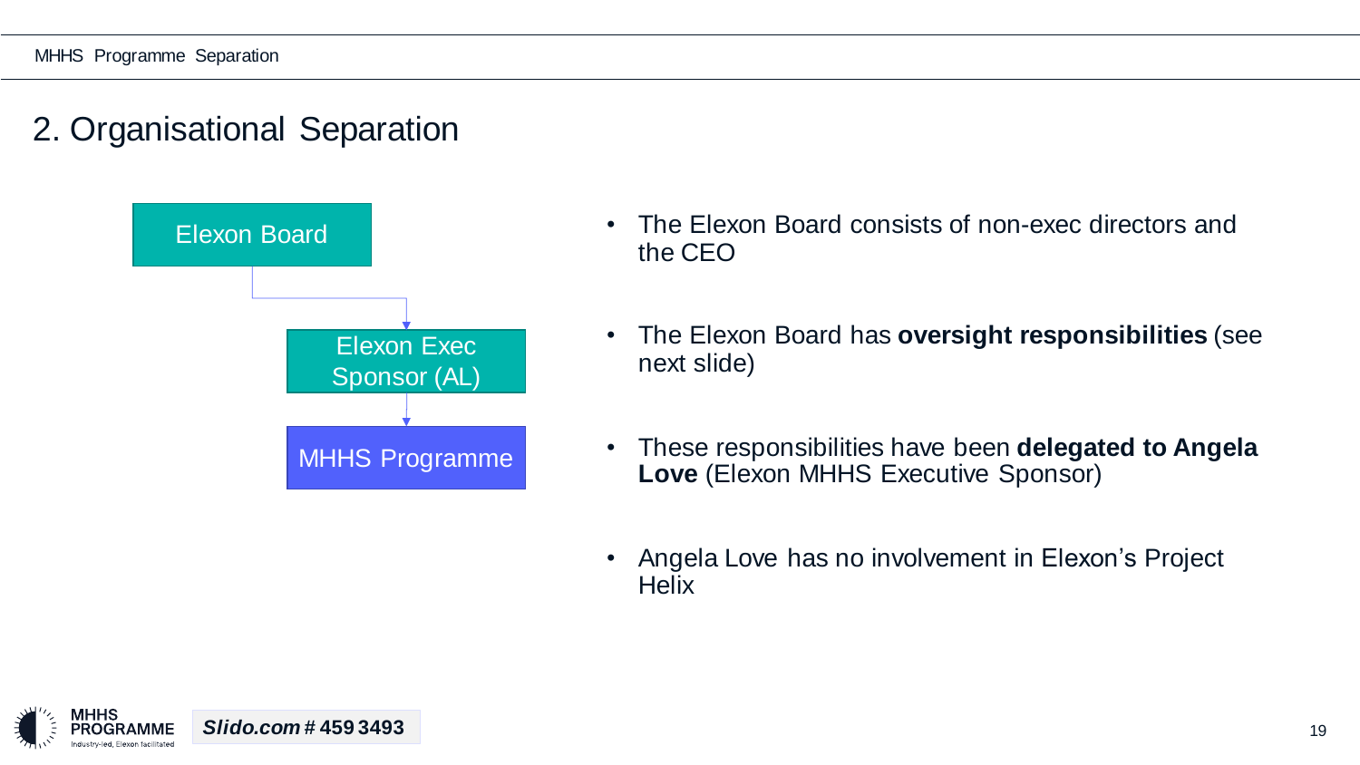## 2. Organisational Separation

Elexon Board

Elexon Exec Sponsor (AL)

MHHS Programme

- The Elexon Board consists of non-exec directors and the CEO
- The Elexon Board has **oversight responsibilities** (see next slide)
- These responsibilities have been **delegated to Angela Love** (Elexon MHHS Executive Sponsor)
- Angela Love has no involvement in Elexon's Project Helix

***Slido.com*** **# 459 3493**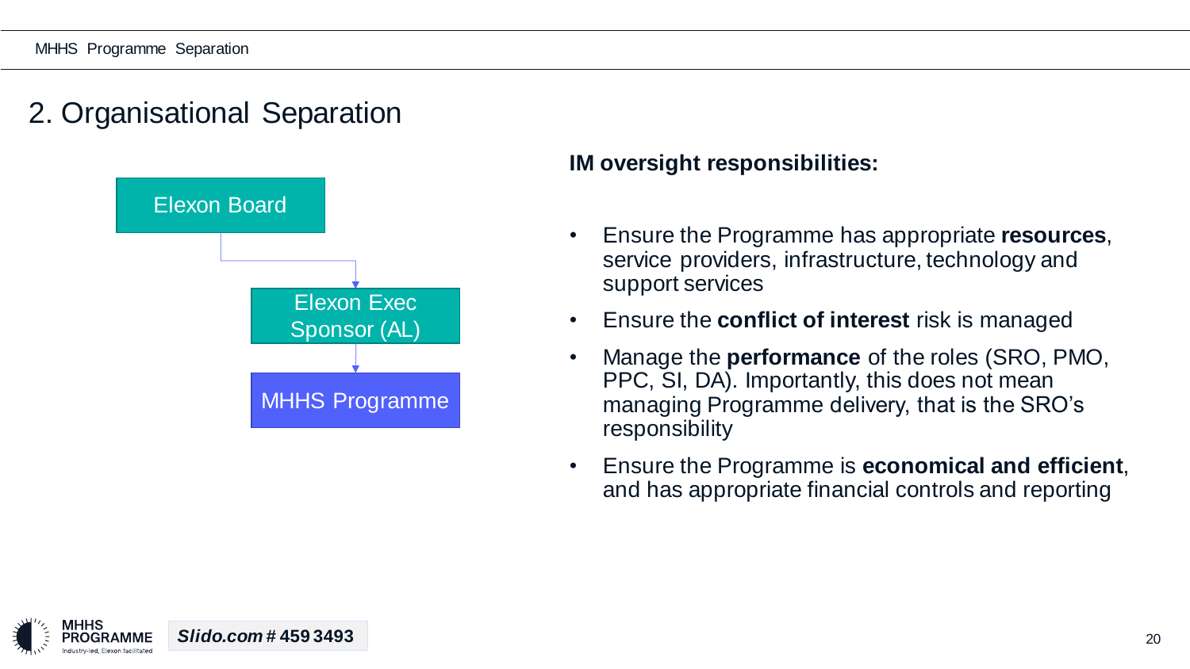## 2. Organisational Separation

Elexon Board

Elexon Exec Sponsor (AL)

MHHS Programme

**IM oversight responsibilities:**

- Ensure the Programme has appropriate **resources**, service providers, infrastructure, technology and support services
- Ensure the **conflict of interest** risk is managed
- Manage the **performance** of the roles (SRO, PMO, PPC, SI, DA). Importantly, this does not mean managing Programme delivery, that is the SRO's responsibility
- Ensure the Programme is **economical and efficient**, and has appropriate financial controls and reporting

***Slido.com*** **# 459 3493**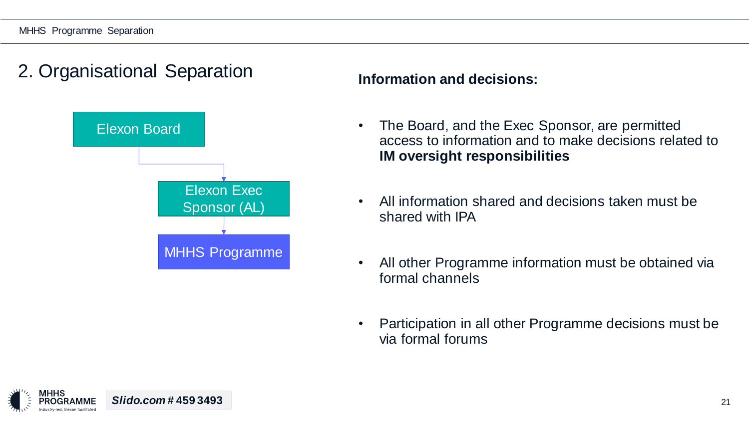## 2. Organisational Separation

Elexon Board

Elexon Exec Sponsor (AL)

MHHS Programme

**Information and decisions:**

- The Board, and the Exec Sponsor, are permitted access to information and to make decisions related to **IM oversight responsibilities**
- All information shared and decisions taken must be shared with IPA
- All other Programme information must be obtained via formal channels
- Participation in all other Programme decisions must be via formal forums

***Slido.com*** **# 459 3493**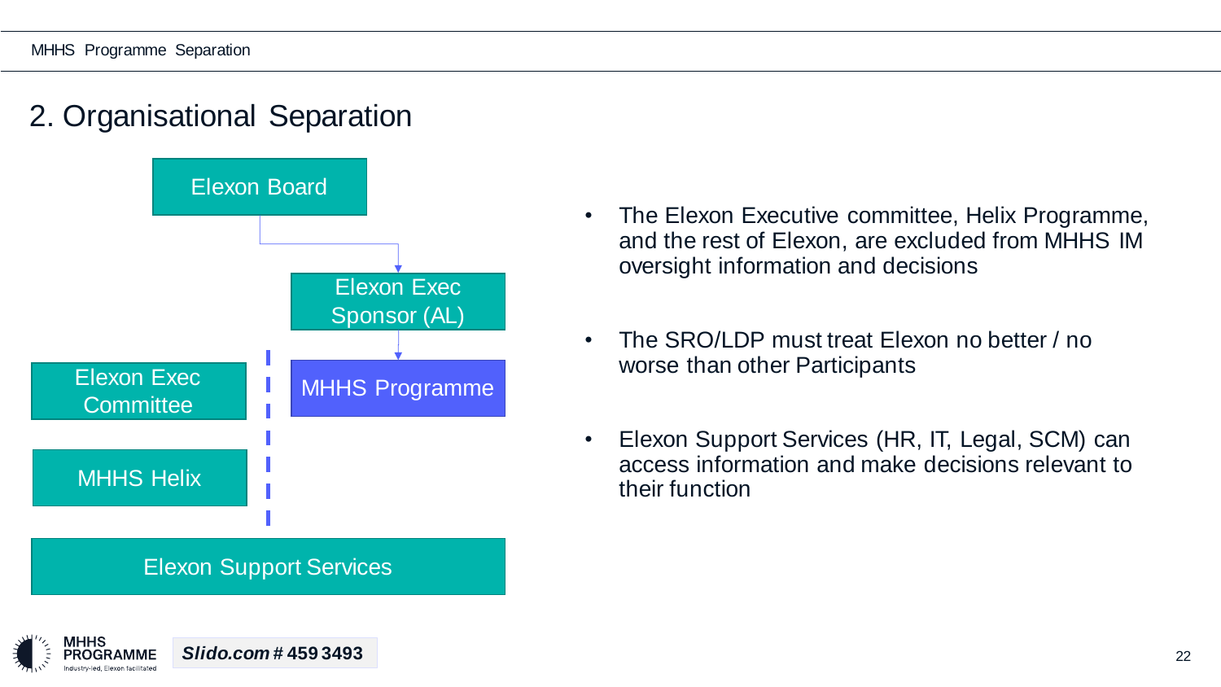## 2. Organisational Separation

Elexon Board

Elexon Exec Sponsor (AL)

Elexon Exec Committee

MHHS Programme

MHHS Helix

Elexon Support Services

- The Elexon Executive committee, Helix Programme, and the rest of Elexon, are excluded from MHHS IM oversight information and decisions
- The SRO/LDP must treat Elexon no better / no worse than other Participants
- Elexon Support Services (HR, IT, Legal, SCM) can access information and make decisions relevant to their function

***Slido.com* # 459 3493**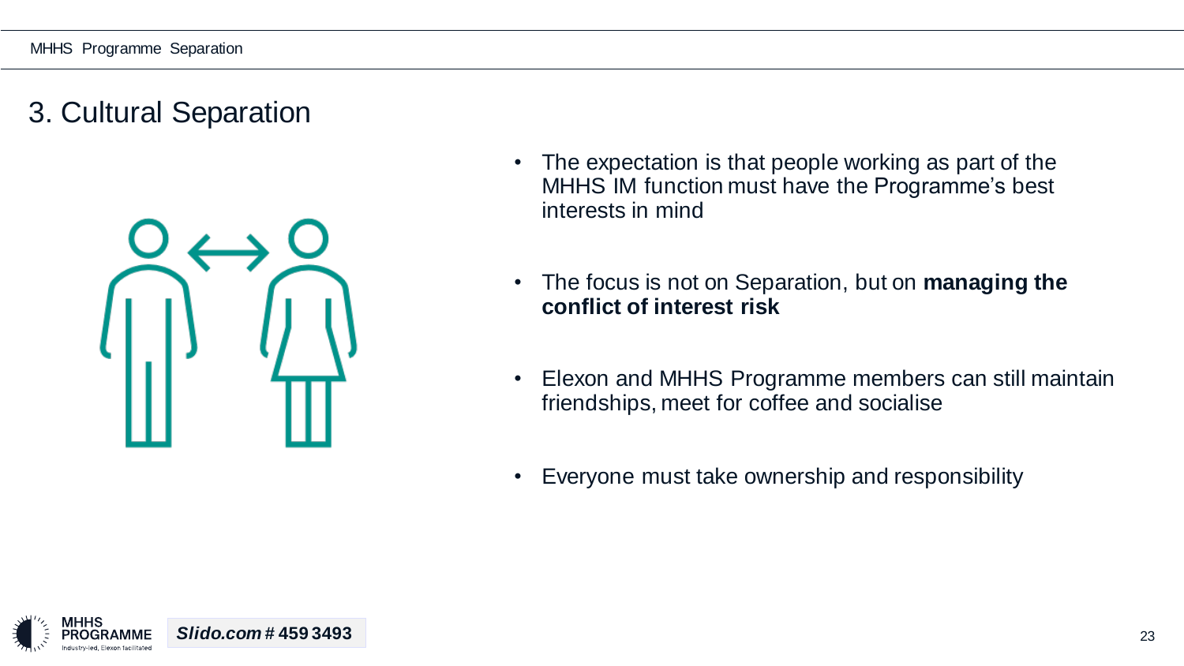# 3. Cultural Separation

- The expectation is that people working as part of the MHHS IM function must have the Programme's best interests in mind
- The focus is not on Separation, but on **managing the conflict of interest risk**
- Elexon and MHHS Programme members can still maintain friendships, meet for coffee and socialise
- Everyone must take ownership and responsibility

***Slido.com*** # **459 3493**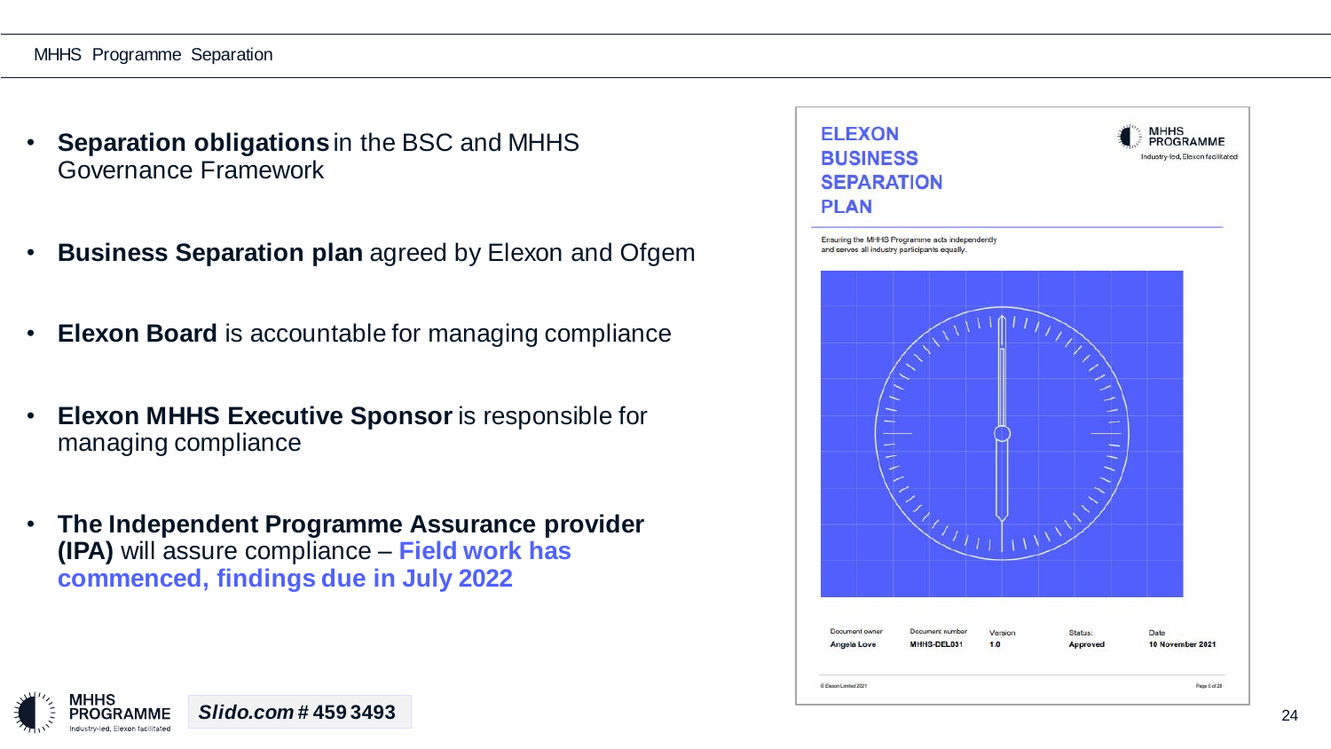# MHHS Programme Separation

- **Separation obligations** in the BSC and MHHS Governance Framework
- **Business Separation plan** agreed by Elexon and Ofgem
- **Elexon Board** is accountable for managing compliance
- **Elexon MHHS Executive Sponsor** is responsible for managing compliance
- **The Independent Programme Assurance provider (IPA)** will assure compliance – **Field work has commenced, findings due in July 2022**

**ELEXON BUSINESS SEPARATION PLAN**

Ensuring the MHHS Programme acts independently and serves all industry participants equally.

| Document owner | Document number | Version | Status: | Date |
|---|---|---|---|---|
| Angela Love | MHHS-DEL031 | 1.0 | Approved | 10 November 2021 |

*Slido.com* # **459 3493**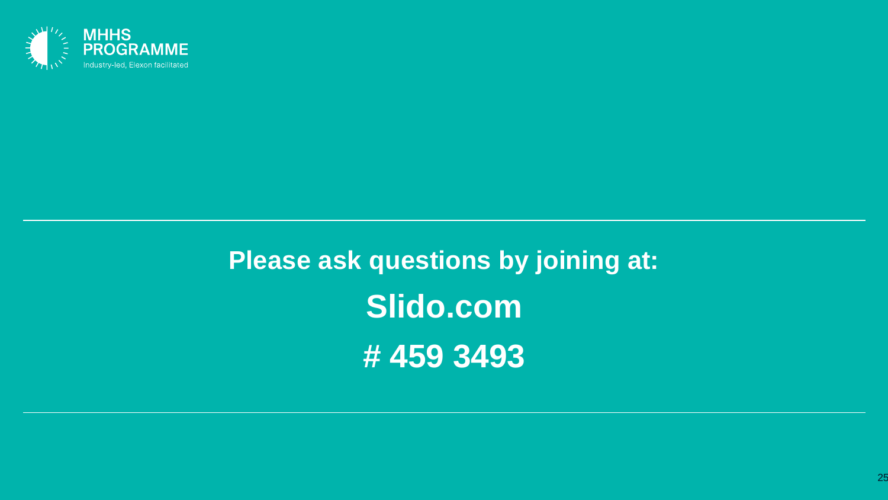MHHS PROGRAMME

Industry-led, Elexon facilitated

**Please ask questions by joining at:**

**Slido.com**

**# 459 3493**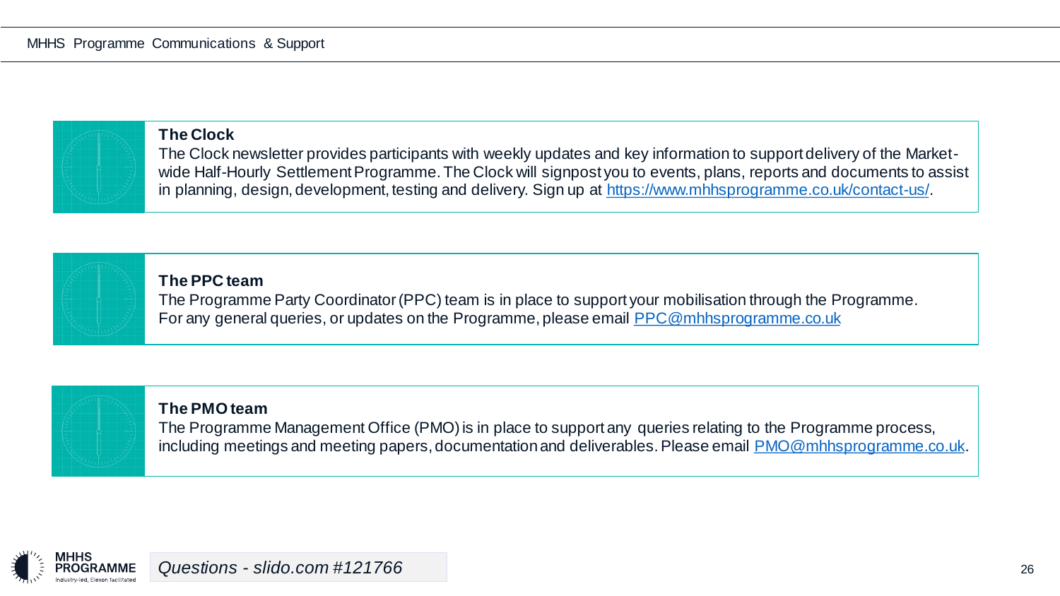# MHHS Programme Communications & Support

### The Clock

The Clock newsletter provides participants with weekly updates and key information to support delivery of the Market-wide Half-Hourly Settlement Programme. The Clock will signpost you to events, plans, reports and documents to assist in planning, design, development, testing and delivery. Sign up at https://www.mhhsprogramme.co.uk/contact-us/.

### The PPC team

The Programme Party Coordinator (PPC) team is in place to support your mobilisation through the Programme. For any general queries, or updates on the Programme, please email PPC@mhhsprogramme.co.uk

### The PMO team

The Programme Management Office (PMO) is in place to support any queries relating to the Programme process, including meetings and meeting papers, documentation and deliverables. Please email PMO@mhhsprogramme.co.uk.

*Questions - slido.com #121766*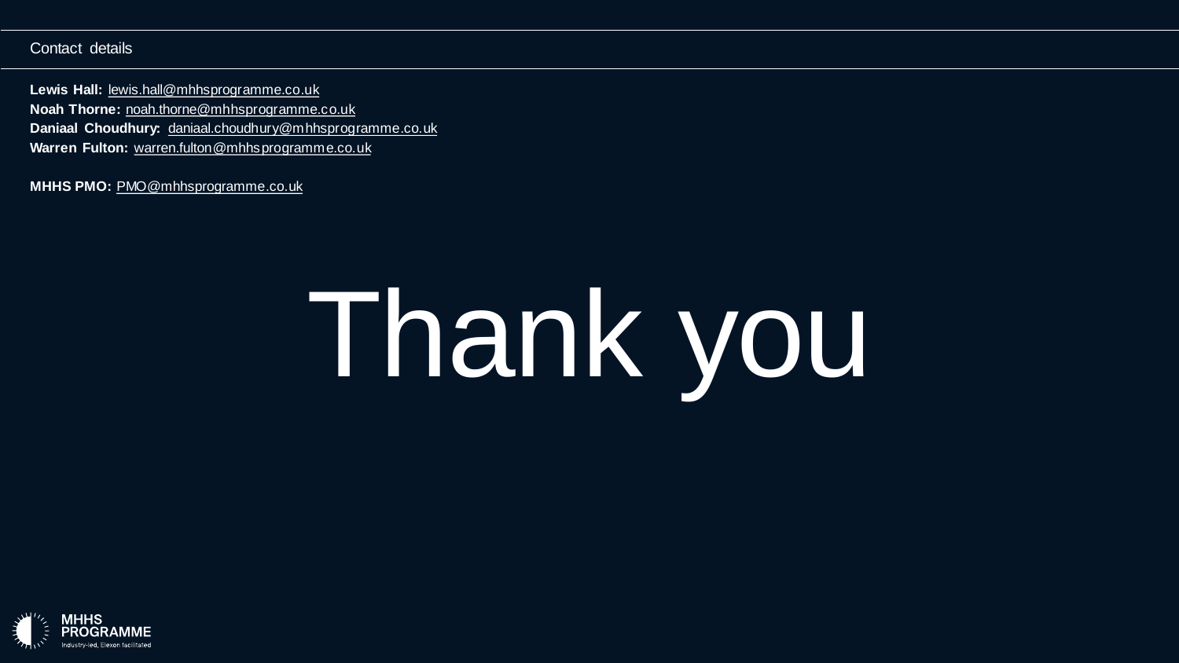## Contact details

**Lewis Hall:** lewis.hall@mhhsprogramme.co.uk
**Noah Thorne:** noah.thorne@mhhsprogramme.co.uk
**Daniaal Choudhury:** daniaal.choudhury@mhhsprogramme.co.uk
**Warren Fulton:** warren.fulton@mhhsprogramme.co.uk

**MHHS PMO:** PMO@mhhsprogramme.co.uk

# Thank you

MHHS PROGRAMME
Industry-led, Elexon facilitated